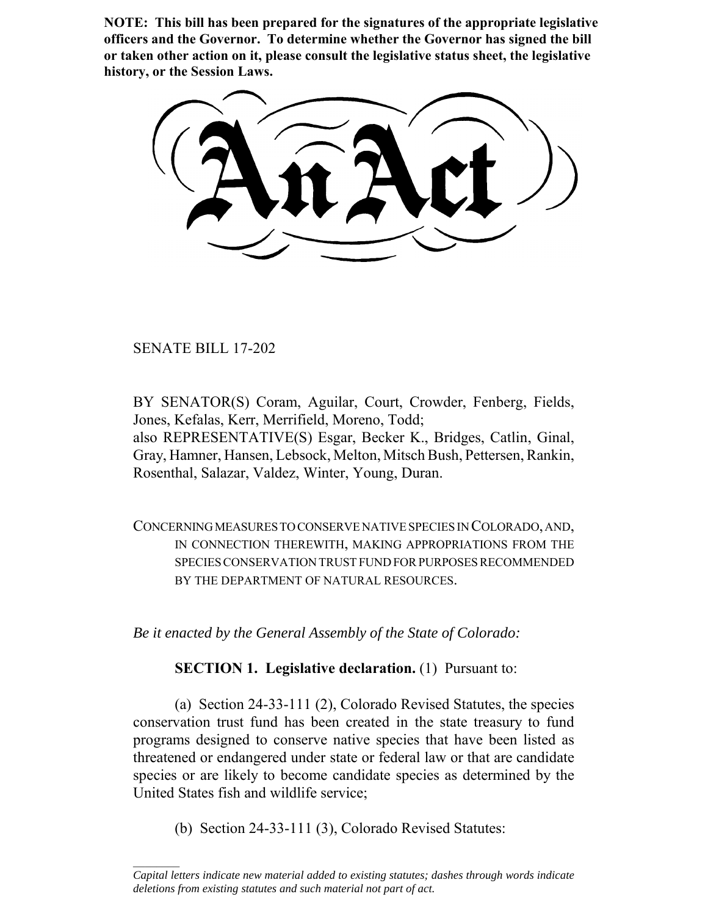**NOTE: This bill has been prepared for the signatures of the appropriate legislative officers and the Governor. To determine whether the Governor has signed the bill or taken other action on it, please consult the legislative status sheet, the legislative history, or the Session Laws.**

# An Act

SENATE BILL 17-202

BY SENATOR(S) Coram, Aguilar, Court, Crowder, Fenberg, Fields, Jones, Kefalas, Kerr, Merrifield, Moreno, Todd;
also REPRESENTATIVE(S) Esgar, Becker K., Bridges, Catlin, Ginal, Gray, Hamner, Hansen, Lebsock, Melton, Mitsch Bush, Pettersen, Rankin, Rosenthal, Salazar, Valdez, Winter, Young, Duran.

CONCERNING MEASURES TO CONSERVE NATIVE SPECIES IN COLORADO, AND, IN CONNECTION THEREWITH, MAKING APPROPRIATIONS FROM THE SPECIES CONSERVATION TRUST FUND FOR PURPOSES RECOMMENDED BY THE DEPARTMENT OF NATURAL RESOURCES.

*Be it enacted by the General Assembly of the State of Colorado:*

**SECTION 1. Legislative declaration.** (1) Pursuant to:

(a) Section 24-33-111 (2), Colorado Revised Statutes, the species conservation trust fund has been created in the state treasury to fund programs designed to conserve native species that have been listed as threatened or endangered under state or federal law or that are candidate species or are likely to become candidate species as determined by the United States fish and wildlife service;

(b) Section 24-33-111 (3), Colorado Revised Statutes:

*Capital letters indicate new material added to existing statutes; dashes through words indicate deletions from existing statutes and such material not part of act.*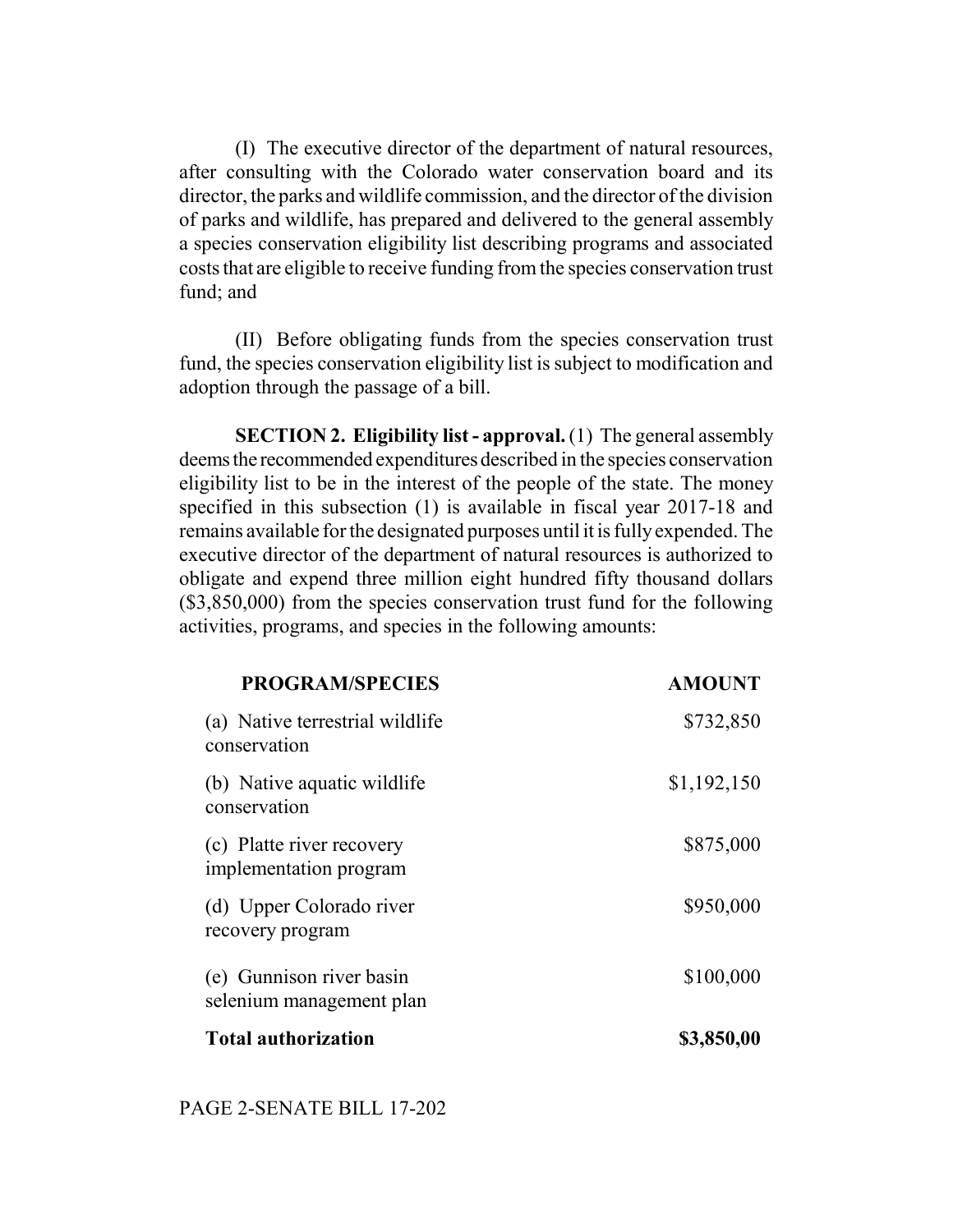(I) The executive director of the department of natural resources, after consulting with the Colorado water conservation board and its director, the parks and wildlife commission, and the director of the division of parks and wildlife, has prepared and delivered to the general assembly a species conservation eligibility list describing programs and associated costs that are eligible to receive funding from the species conservation trust fund; and

(II) Before obligating funds from the species conservation trust fund, the species conservation eligibility list is subject to modification and adoption through the passage of a bill.

**SECTION 2. Eligibility list - approval.** (1) The general assembly deems the recommended expenditures described in the species conservation eligibility list to be in the interest of the people of the state. The money specified in this subsection (1) is available in fiscal year 2017-18 and remains available for the designated purposes until it is fully expended. The executive director of the department of natural resources is authorized to obligate and expend three million eight hundred fifty thousand dollars ($3,850,000) from the species conservation trust fund for the following activities, programs, and species in the following amounts:

| PROGRAM/SPECIES | AMOUNT |
|---|---|
| (a) Native terrestrial wildlife conservation | $732,850 |
| (b) Native aquatic wildlife conservation | $1,192,150 |
| (c) Platte river recovery implementation program | $875,000 |
| (d) Upper Colorado river recovery program | $950,000 |
| (e) Gunnison river basin selenium management plan | $100,000 |
| **Total authorization** | **$3,850,00** |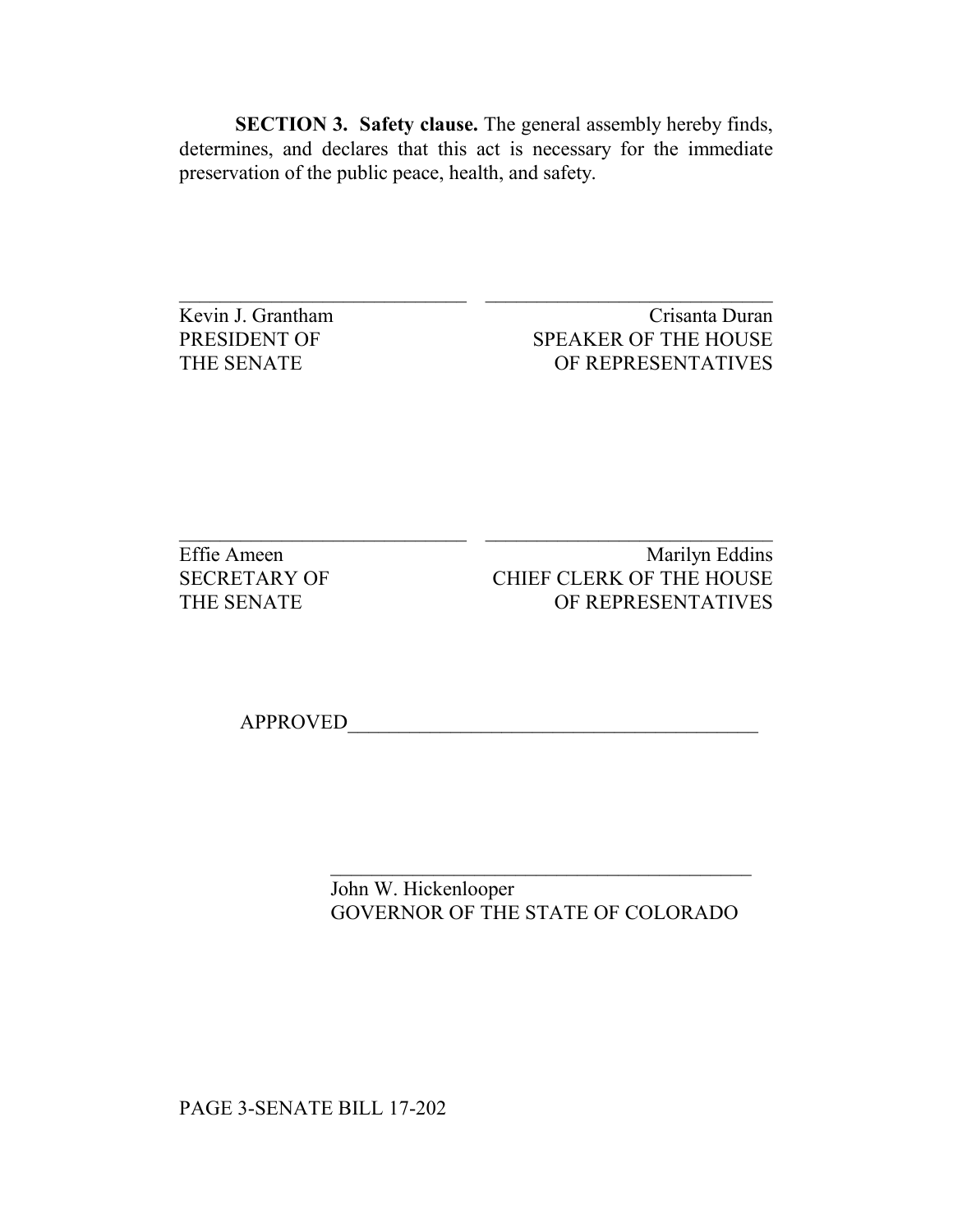**SECTION 3. Safety clause.** The general assembly hereby finds, determines, and declares that this act is necessary for the immediate preservation of the public peace, health, and safety.

| | |
|---|---|
| Kevin J. Grantham<br>PRESIDENT OF<br>THE SENATE | Crisanta Duran<br>SPEAKER OF THE HOUSE<br>OF REPRESENTATIVES |

| | |
|---|---|
| Effie Ameen<br>SECRETARY OF<br>THE SENATE | Marilyn Eddins<br>CHIEF CLERK OF THE HOUSE<br>OF REPRESENTATIVES |

APPROVED________________________________________

John W. Hickenlooper
GOVERNOR OF THE STATE OF COLORADO

PAGE 3-SENATE BILL 17-202